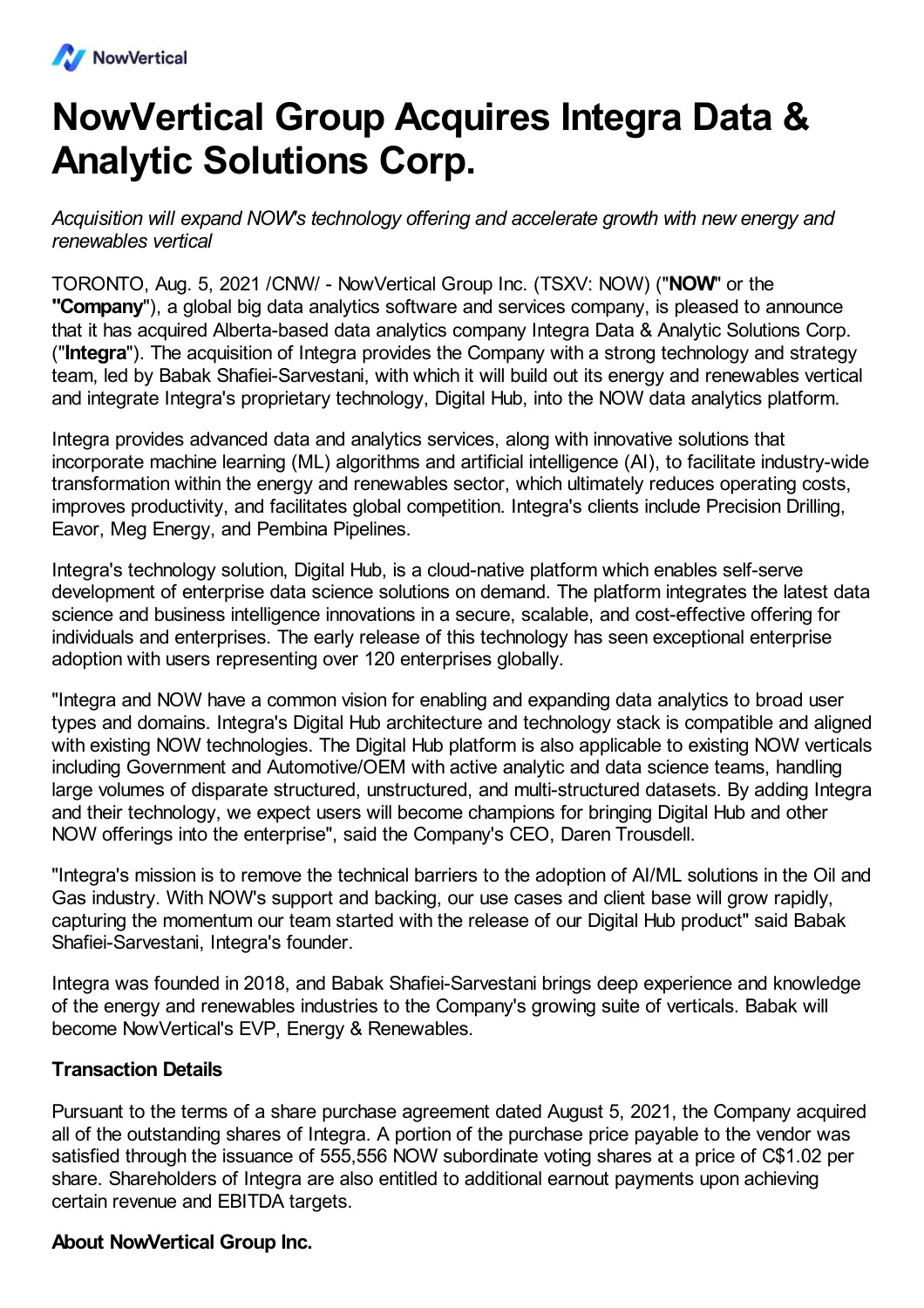NowVertical

# NowVertical Group Acquires Integra Data & Analytic Solutions Corp.

*Acquisition will expand NOW's technology offering and accelerate growth with new energy and renewables vertical*

TORONTO, Aug. 5, 2021 /CNW/ - NowVertical Group Inc. (TSXV: NOW) ("**NOW**" or the **"Company"**), a global big data analytics software and services company, is pleased to announce that it has acquired Alberta-based data analytics company Integra Data & Analytic Solutions Corp. ("**Integra**"). The acquisition of Integra provides the Company with a strong technology and strategy team, led by Babak Shafiei-Sarvestani, with which it will build out its energy and renewables vertical and integrate Integra's proprietary technology, Digital Hub, into the NOW data analytics platform.

Integra provides advanced data and analytics services, along with innovative solutions that incorporate machine learning (ML) algorithms and artificial intelligence (AI), to facilitate industry-wide transformation within the energy and renewables sector, which ultimately reduces operating costs, improves productivity, and facilitates global competition. Integra's clients include Precision Drilling, Eavor, Meg Energy, and Pembina Pipelines.

Integra's technology solution, Digital Hub, is a cloud-native platform which enables self-serve development of enterprise data science solutions on demand. The platform integrates the latest data science and business intelligence innovations in a secure, scalable, and cost-effective offering for individuals and enterprises. The early release of this technology has seen exceptional enterprise adoption with users representing over 120 enterprises globally.

"Integra and NOW have a common vision for enabling and expanding data analytics to broad user types and domains. Integra's Digital Hub architecture and technology stack is compatible and aligned with existing NOW technologies. The Digital Hub platform is also applicable to existing NOW verticals including Government and Automotive/OEM with active analytic and data science teams, handling large volumes of disparate structured, unstructured, and multi-structured datasets. By adding Integra and their technology, we expect users will become champions for bringing Digital Hub and other NOW offerings into the enterprise", said the Company's CEO, Daren Trousdell.

"Integra's mission is to remove the technical barriers to the adoption of AI/ML solutions in the Oil and Gas industry. With NOW's support and backing, our use cases and client base will grow rapidly, capturing the momentum our team started with the release of our Digital Hub product" said Babak Shafiei-Sarvestani, Integra's founder.

Integra was founded in 2018, and Babak Shafiei-Sarvestani brings deep experience and knowledge of the energy and renewables industries to the Company's growing suite of verticals. Babak will become NowVertical's EVP, Energy & Renewables.

**Transaction Details**

Pursuant to the terms of a share purchase agreement dated August 5, 2021, the Company acquired all of the outstanding shares of Integra. A portion of the purchase price payable to the vendor was satisfied through the issuance of 555,556 NOW subordinate voting shares at a price of C$1.02 per share. Shareholders of Integra are also entitled to additional earnout payments upon achieving certain revenue and EBITDA targets.

**About NowVertical Group Inc.**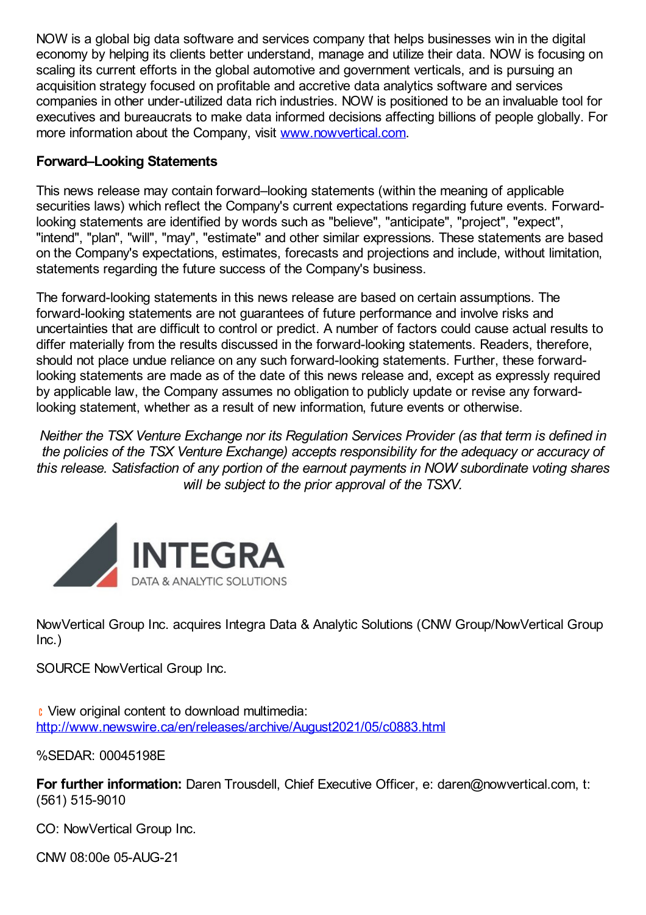NOW is a global big data software and services company that helps businesses win in the digital economy by helping its clients better understand, manage and utilize their data. NOW is focusing on scaling its current efforts in the global automotive and government verticals, and is pursuing an acquisition strategy focused on profitable and accretive data analytics software and services companies in other under-utilized data rich industries. NOW is positioned to be an invaluable tool for executives and bureaucrats to make data informed decisions affecting billions of people globally. For more information about the Company, visit www.nowvertical.com.

**Forward–Looking Statements**

This news release may contain forward–looking statements (within the meaning of applicable securities laws) which reflect the Company's current expectations regarding future events. Forward-looking statements are identified by words such as "believe", "anticipate", "project", "expect", "intend", "plan", "will", "may", "estimate" and other similar expressions. These statements are based on the Company's expectations, estimates, forecasts and projections and include, without limitation, statements regarding the future success of the Company's business.

The forward-looking statements in this news release are based on certain assumptions. The forward-looking statements are not guarantees of future performance and involve risks and uncertainties that are difficult to control or predict. A number of factors could cause actual results to differ materially from the results discussed in the forward-looking statements. Readers, therefore, should not place undue reliance on any such forward-looking statements. Further, these forward-looking statements are made as of the date of this news release and, except as expressly required by applicable law, the Company assumes no obligation to publicly update or revise any forward-looking statement, whether as a result of new information, future events or otherwise.

*Neither the TSX Venture Exchange nor its Regulation Services Provider (as that term is defined in the policies of the TSX Venture Exchange) accepts responsibility for the adequacy or accuracy of this release. Satisfaction of any portion of the earnout payments in NOW subordinate voting shares will be subject to the prior approval of the TSXV.*

INTEGRA
DATA & ANALYTIC SOLUTIONS

NowVertical Group Inc. acquires Integra Data & Analytic Solutions (CNW Group/NowVertical Group Inc.)

SOURCE NowVertical Group Inc.

View original content to download multimedia: http://www.newswire.ca/en/releases/archive/August2021/05/c0883.html

%SEDAR: 00045198E

**For further information:** Daren Trousdell, Chief Executive Officer, e: daren@nowvertical.com, t: (561) 515-9010

CO: NowVertical Group Inc.

CNW 08:00e 05-AUG-21